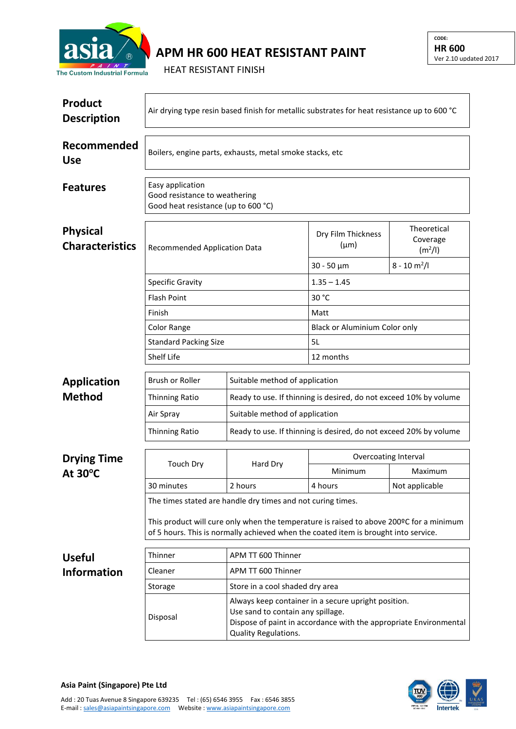# APM HR 600 HEAT RESISTANT PAINT

HEAT RESISTANT FINISH

CODE:
**HR 600**
Ver 2.10 updated 2017

## Product Description

Air drying type resin based finish for metallic substrates for heat resistance up to 600 °C

## Recommended Use

Boilers, engine parts, exhausts, metal smoke stacks, etc

## Features

Easy application
Good resistance to weathering
Good heat resistance (up to 600 °C)

## Physical Characteristics

| Recommended Application Data | Dry Film Thickness (µm) | Theoretical Coverage ($m^2/l$) |
|---|---|---|
| | 30 - 50 µm | 8 - 10 $m^2/l$ |
| Specific Gravity | 1.35 – 1.45 | |
| Flash Point | 30 °C | |
| Finish | Matt | |
| Color Range | Black or Aluminium Color only | |
| Standard Packing Size | 5L | |
| Shelf Life | 12 months | |

## Application Method

| Brush or Roller | Suitable method of application |
|---|---|
| Thinning Ratio | Ready to use. If thinning is desired, do not exceed 10% by volume |
| Air Spray | Suitable method of application |
| Thinning Ratio | Ready to use. If thinning is desired, do not exceed 20% by volume |

## Drying Time At 30°C

| Touch Dry | Hard Dry | Overcoating Interval | |
|---|---|---|---|
| | | Minimum | Maximum |
| 30 minutes | 2 hours | 4 hours | Not applicable |

The times stated are handle dry times and not curing times.

This product will cure only when the temperature is raised to above 200ºC for a minimum of 5 hours. This is normally achieved when the coated item is brought into service.

## Useful Information

| Thinner | APM TT 600 Thinner |
|---|---|
| Cleaner | APM TT 600 Thinner |
| Storage | Store in a cool shaded dry area |
| Disposal | Always keep container in a secure upright position.<br>Use sand to contain any spillage.<br>Dispose of paint in accordance with the appropriate Environmental Quality Regulations. |

**Asia Paint (Singapore) Pte Ltd**

Add : 20 Tuas Avenue 8 Singapore 639235 Tel : (65) 6546 3955 Fax : 6546 3855
E-mail : sales@asiapaintsingapore.com Website : www.asiapaintsingapore.com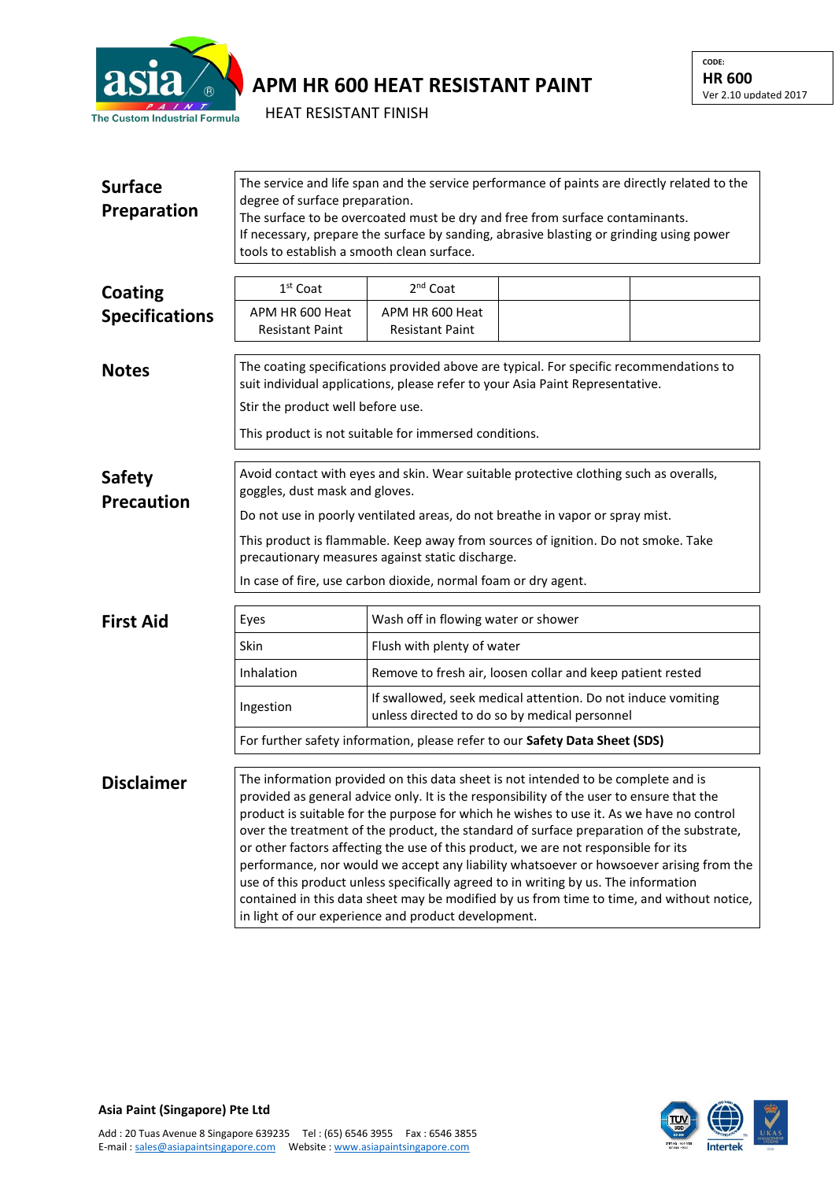# APM HR 600 HEAT RESISTANT PAINT

HEAT RESISTANT FINISH

CODE:
**HR 600**
Ver 2.10 updated 2017

## Surface Preparation

The service and life span and the service performance of paints are directly related to the degree of surface preparation.
The surface to be overcoated must be dry and free from surface contaminants.
If necessary, prepare the surface by sanding, abrasive blasting or grinding using power tools to establish a smooth clean surface.

## Coating Specifications

| 1st Coat | 2nd Coat | | |
|---|---|---|---|
| APM HR 600 Heat Resistant Paint | APM HR 600 Heat Resistant Paint | | |

## Notes

The coating specifications provided above are typical. For specific recommendations to suit individual applications, please refer to your Asia Paint Representative.

Stir the product well before use.

This product is not suitable for immersed conditions.

## Safety Precaution

Avoid contact with eyes and skin. Wear suitable protective clothing such as overalls, goggles, dust mask and gloves.

Do not use in poorly ventilated areas, do not breathe in vapor or spray mist.

This product is flammable. Keep away from sources of ignition. Do not smoke. Take precautionary measures against static discharge.

In case of fire, use carbon dioxide, normal foam or dry agent.

## First Aid

| | |
|---|---|
| Eyes | Wash off in flowing water or shower |
| Skin | Flush with plenty of water |
| Inhalation | Remove to fresh air, loosen collar and keep patient rested |
| Ingestion | If swallowed, seek medical attention. Do not induce vomiting unless directed to do so by medical personnel |

For further safety information, please refer to our **Safety Data Sheet (SDS)**

## Disclaimer

The information provided on this data sheet is not intended to be complete and is provided as general advice only. It is the responsibility of the user to ensure that the product is suitable for the purpose for which he wishes to use it. As we have no control over the treatment of the product, the standard of surface preparation of the substrate, or other factors affecting the use of this product, we are not responsible for its performance, nor would we accept any liability whatsoever or howsoever arising from the use of this product unless specifically agreed to in writing by us. The information contained in this data sheet may be modified by us from time to time, and without notice, in light of our experience and product development.

**Asia Paint (Singapore) Pte Ltd**

Add : 20 Tuas Avenue 8 Singapore 639235 Tel : (65) 6546 3955 Fax : 6546 3855
E-mail : sales@asiapaintsingapore.com Website : www.asiapaintsingapore.com